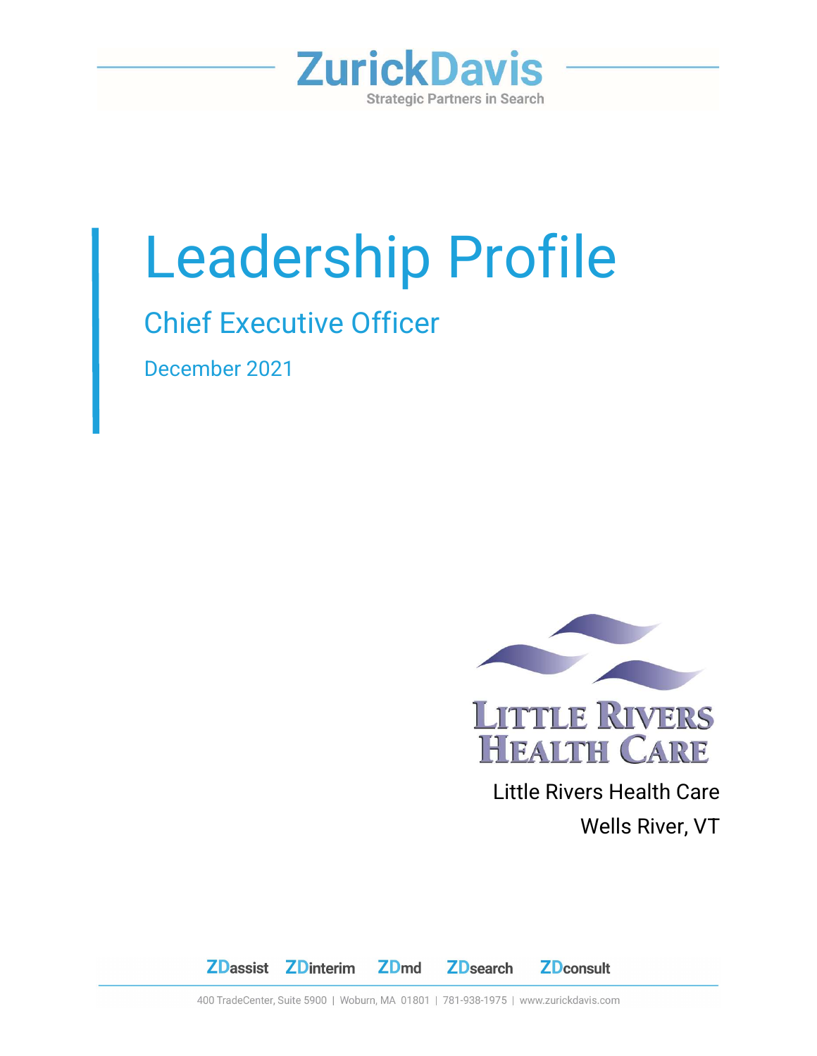ZurickDavis

Strategic Partners in Search

# Leadership Profile

## Chief Executive Officer

December 2021

Little Rivers Health Care

Little Rivers Health Care

Wells River, VT

ZDassist ZDinterim ZDmd ZDsearch ZDconsult

400 TradeCenter, Suite 5900 | Woburn, MA 01801 | 781-938-1975 | www.zurickdavis.com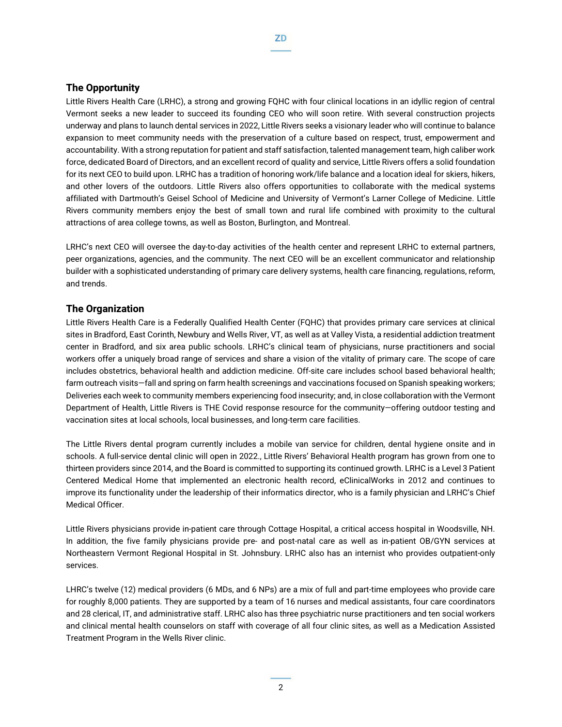## The Opportunity

Little Rivers Health Care (LRHC), a strong and growing FQHC with four clinical locations in an idyllic region of central Vermont seeks a new leader to succeed its founding CEO who will soon retire. With several construction projects underway and plans to launch dental services in 2022, Little Rivers seeks a visionary leader who will continue to balance expansion to meet community needs with the preservation of a culture based on respect, trust, empowerment and accountability. With a strong reputation for patient and staff satisfaction, talented management team, high caliber work force, dedicated Board of Directors, and an excellent record of quality and service, Little Rivers offers a solid foundation for its next CEO to build upon. LRHC has a tradition of honoring work/life balance and a location ideal for skiers, hikers, and other lovers of the outdoors. Little Rivers also offers opportunities to collaborate with the medical systems affiliated with Dartmouth's Geisel School of Medicine and University of Vermont's Larner College of Medicine. Little Rivers community members enjoy the best of small town and rural life combined with proximity to the cultural attractions of area college towns, as well as Boston, Burlington, and Montreal.

LRHC's next CEO will oversee the day-to-day activities of the health center and represent LRHC to external partners, peer organizations, agencies, and the community. The next CEO will be an excellent communicator and relationship builder with a sophisticated understanding of primary care delivery systems, health care financing, regulations, reform, and trends.

## The Organization

Little Rivers Health Care is a Federally Qualified Health Center (FQHC) that provides primary care services at clinical sites in Bradford, East Corinth, Newbury and Wells River, VT, as well as at Valley Vista, a residential addiction treatment center in Bradford, and six area public schools. LRHC's clinical team of physicians, nurse practitioners and social workers offer a uniquely broad range of services and share a vision of the vitality of primary care. The scope of care includes obstetrics, behavioral health and addiction medicine. Off-site care includes school based behavioral health; farm outreach visits—fall and spring on farm health screenings and vaccinations focused on Spanish speaking workers; Deliveries each week to community members experiencing food insecurity; and, in close collaboration with the Vermont Department of Health, Little Rivers is THE Covid response resource for the community—offering outdoor testing and vaccination sites at local schools, local businesses, and long-term care facilities.

The Little Rivers dental program currently includes a mobile van service for children, dental hygiene onsite and in schools. A full-service dental clinic will open in 2022., Little Rivers' Behavioral Health program has grown from one to thirteen providers since 2014, and the Board is committed to supporting its continued growth. LRHC is a Level 3 Patient Centered Medical Home that implemented an electronic health record, eClinicalWorks in 2012 and continues to improve its functionality under the leadership of their informatics director, who is a family physician and LRHC's Chief Medical Officer.

Little Rivers physicians provide in-patient care through Cottage Hospital, a critical access hospital in Woodsville, NH. In addition, the five family physicians provide pre- and post-natal care as well as in-patient OB/GYN services at Northeastern Vermont Regional Hospital in St. Johnsbury. LRHC also has an internist who provides outpatient-only services.

LHRC's twelve (12) medical providers (6 MDs, and 6 NPs) are a mix of full and part-time employees who provide care for roughly 8,000 patients. They are supported by a team of 16 nurses and medical assistants, four care coordinators and 28 clerical, IT, and administrative staff. LRHC also has three psychiatric nurse practitioners and ten social workers and clinical mental health counselors on staff with coverage of all four clinic sites, as well as a Medication Assisted Treatment Program in the Wells River clinic.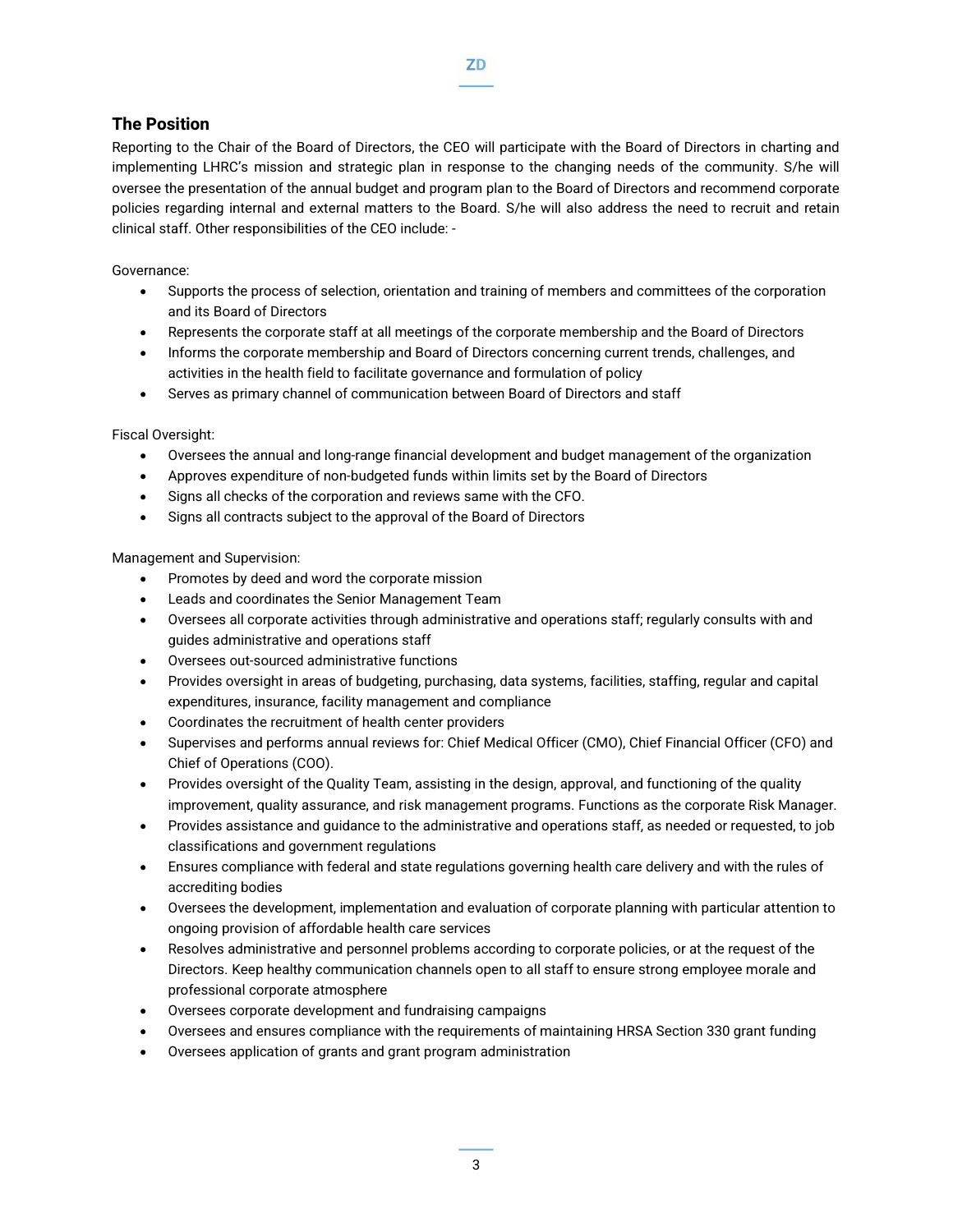## The Position

Reporting to the Chair of the Board of Directors, the CEO will participate with the Board of Directors in charting and implementing LHRC's mission and strategic plan in response to the changing needs of the community. S/he will oversee the presentation of the annual budget and program plan to the Board of Directors and recommend corporate policies regarding internal and external matters to the Board. S/he will also address the need to recruit and retain clinical staff. Other responsibilities of the CEO include: -

Governance:

- Supports the process of selection, orientation and training of members and committees of the corporation and its Board of Directors
- Represents the corporate staff at all meetings of the corporate membership and the Board of Directors
- Informs the corporate membership and Board of Directors concerning current trends, challenges, and activities in the health field to facilitate governance and formulation of policy
- Serves as primary channel of communication between Board of Directors and staff

Fiscal Oversight:

- Oversees the annual and long-range financial development and budget management of the organization
- Approves expenditure of non-budgeted funds within limits set by the Board of Directors
- Signs all checks of the corporation and reviews same with the CFO.
- Signs all contracts subject to the approval of the Board of Directors

Management and Supervision:

- Promotes by deed and word the corporate mission
- Leads and coordinates the Senior Management Team
- Oversees all corporate activities through administrative and operations staff; regularly consults with and guides administrative and operations staff
- Oversees out-sourced administrative functions
- Provides oversight in areas of budgeting, purchasing, data systems, facilities, staffing, regular and capital expenditures, insurance, facility management and compliance
- Coordinates the recruitment of health center providers
- Supervises and performs annual reviews for: Chief Medical Officer (CMO), Chief Financial Officer (CFO) and Chief of Operations (COO).
- Provides oversight of the Quality Team, assisting in the design, approval, and functioning of the quality improvement, quality assurance, and risk management programs. Functions as the corporate Risk Manager.
- Provides assistance and guidance to the administrative and operations staff, as needed or requested, to job classifications and government regulations
- Ensures compliance with federal and state regulations governing health care delivery and with the rules of accrediting bodies
- Oversees the development, implementation and evaluation of corporate planning with particular attention to ongoing provision of affordable health care services
- Resolves administrative and personnel problems according to corporate policies, or at the request of the Directors. Keep healthy communication channels open to all staff to ensure strong employee morale and professional corporate atmosphere
- Oversees corporate development and fundraising campaigns
- Oversees and ensures compliance with the requirements of maintaining HRSA Section 330 grant funding
- Oversees application of grants and grant program administration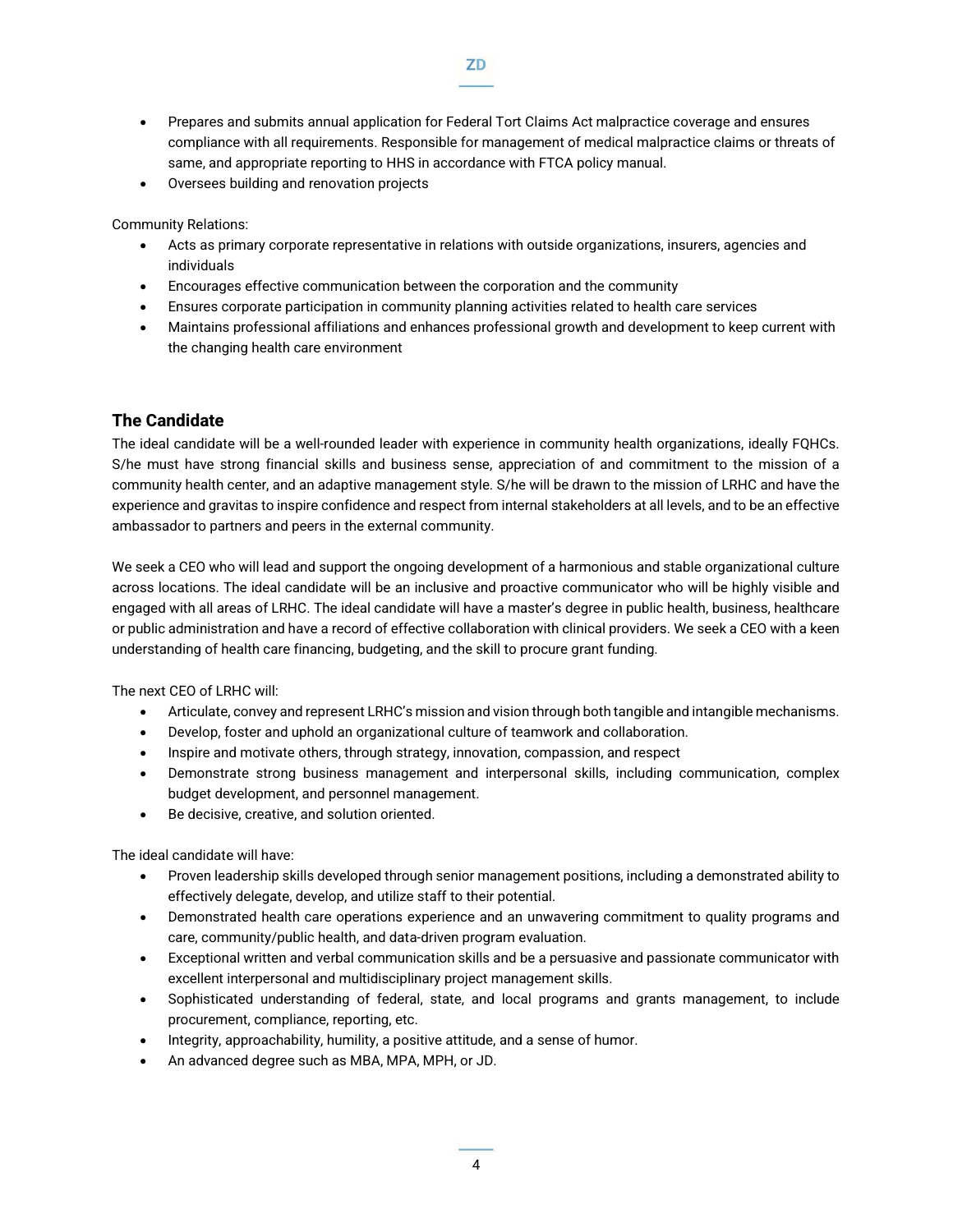- Prepares and submits annual application for Federal Tort Claims Act malpractice coverage and ensures compliance with all requirements. Responsible for management of medical malpractice claims or threats of same, and appropriate reporting to HHS in accordance with FTCA policy manual.
- Oversees building and renovation projects

Community Relations:

- Acts as primary corporate representative in relations with outside organizations, insurers, agencies and individuals
- Encourages effective communication between the corporation and the community
- Ensures corporate participation in community planning activities related to health care services
- Maintains professional affiliations and enhances professional growth and development to keep current with the changing health care environment

## The Candidate

The ideal candidate will be a well-rounded leader with experience in community health organizations, ideally FQHCs. S/he must have strong financial skills and business sense, appreciation of and commitment to the mission of a community health center, and an adaptive management style. S/he will be drawn to the mission of LRHC and have the experience and gravitas to inspire confidence and respect from internal stakeholders at all levels, and to be an effective ambassador to partners and peers in the external community.

We seek a CEO who will lead and support the ongoing development of a harmonious and stable organizational culture across locations. The ideal candidate will be an inclusive and proactive communicator who will be highly visible and engaged with all areas of LRHC. The ideal candidate will have a master's degree in public health, business, healthcare or public administration and have a record of effective collaboration with clinical providers. We seek a CEO with a keen understanding of health care financing, budgeting, and the skill to procure grant funding.

The next CEO of LRHC will:

- Articulate, convey and represent LRHC's mission and vision through both tangible and intangible mechanisms.
- Develop, foster and uphold an organizational culture of teamwork and collaboration.
- Inspire and motivate others, through strategy, innovation, compassion, and respect
- Demonstrate strong business management and interpersonal skills, including communication, complex budget development, and personnel management.
- Be decisive, creative, and solution oriented.

The ideal candidate will have:

- Proven leadership skills developed through senior management positions, including a demonstrated ability to effectively delegate, develop, and utilize staff to their potential.
- Demonstrated health care operations experience and an unwavering commitment to quality programs and care, community/public health, and data-driven program evaluation.
- Exceptional written and verbal communication skills and be a persuasive and passionate communicator with excellent interpersonal and multidisciplinary project management skills.
- Sophisticated understanding of federal, state, and local programs and grants management, to include procurement, compliance, reporting, etc.
- Integrity, approachability, humility, a positive attitude, and a sense of humor.
- An advanced degree such as MBA, MPA, MPH, or JD.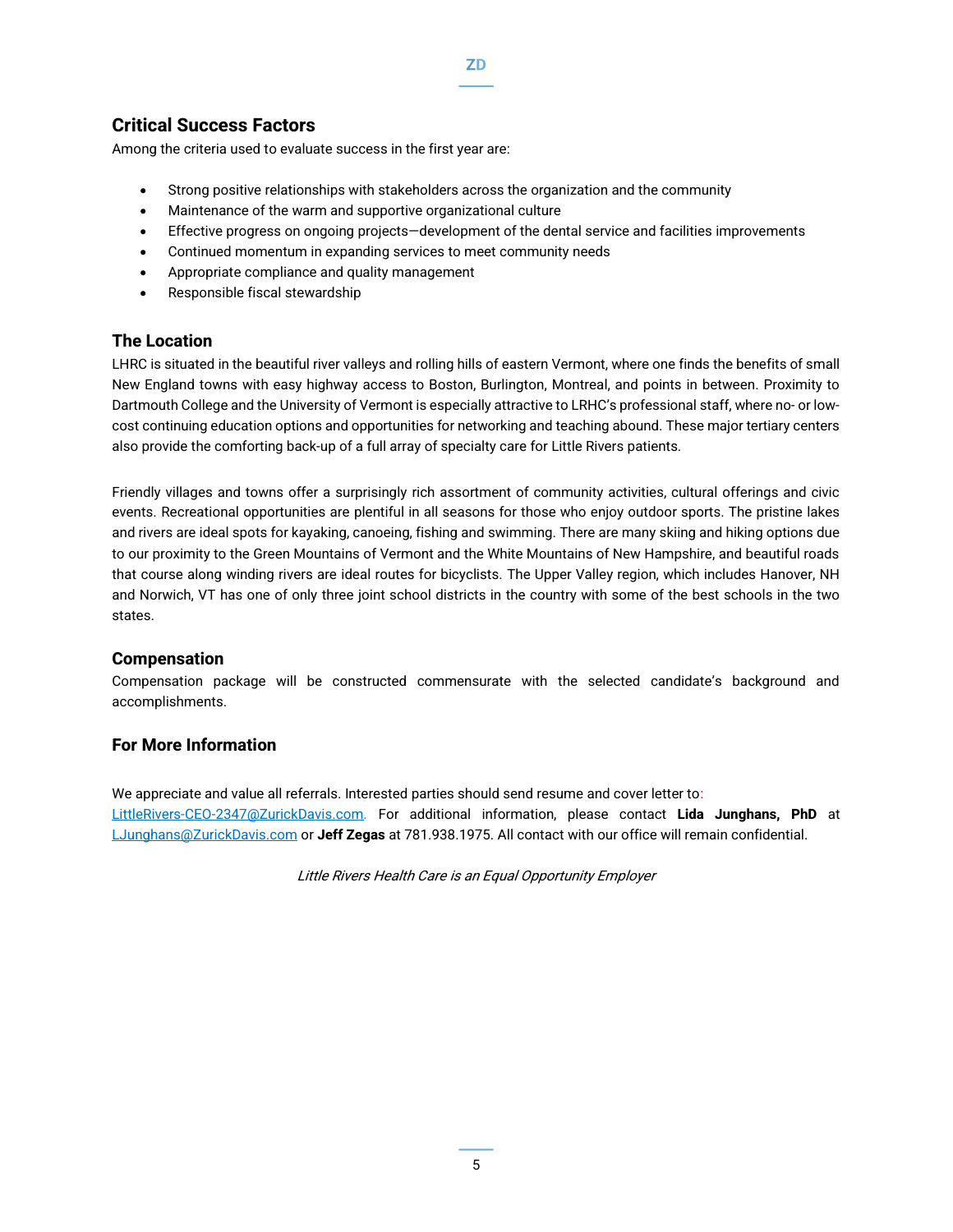## Critical Success Factors

Among the criteria used to evaluate success in the first year are:

- Strong positive relationships with stakeholders across the organization and the community
- Maintenance of the warm and supportive organizational culture
- Effective progress on ongoing projects—development of the dental service and facilities improvements
- Continued momentum in expanding services to meet community needs
- Appropriate compliance and quality management
- Responsible fiscal stewardship

## The Location

LHRC is situated in the beautiful river valleys and rolling hills of eastern Vermont, where one finds the benefits of small New England towns with easy highway access to Boston, Burlington, Montreal, and points in between. Proximity to Dartmouth College and the University of Vermont is especially attractive to LRHC's professional staff, where no- or low-cost continuing education options and opportunities for networking and teaching abound. These major tertiary centers also provide the comforting back-up of a full array of specialty care for Little Rivers patients.

Friendly villages and towns offer a surprisingly rich assortment of community activities, cultural offerings and civic events. Recreational opportunities are plentiful in all seasons for those who enjoy outdoor sports. The pristine lakes and rivers are ideal spots for kayaking, canoeing, fishing and swimming. There are many skiing and hiking options due to our proximity to the Green Mountains of Vermont and the White Mountains of New Hampshire, and beautiful roads that course along winding rivers are ideal routes for bicyclists. The Upper Valley region, which includes Hanover, NH and Norwich, VT has one of only three joint school districts in the country with some of the best schools in the two states.

## Compensation

Compensation package will be constructed commensurate with the selected candidate's background and accomplishments.

## For More Information

We appreciate and value all referrals. Interested parties should send resume and cover letter to: LittleRivers-CEO-2347@ZurickDavis.com. For additional information, please contact **Lida Junghans, PhD** at LJunghans@ZurickDavis.com or **Jeff Zegas** at 781.938.1975. All contact with our office will remain confidential.

*Little Rivers Health Care is an Equal Opportunity Employer*